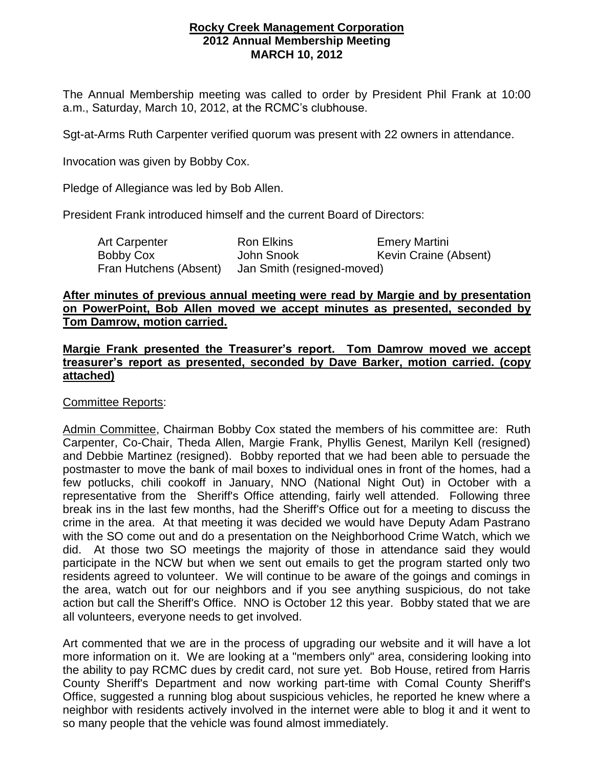**Rocky Creek Management Corporation**
**2012 Annual Membership Meeting**
**MARCH 10, 2012**

The Annual Membership meeting was called to order by President Phil Frank at 10:00 a.m., Saturday, March 10, 2012, at the RCMC's clubhouse.

Sgt-at-Arms Ruth Carpenter verified quorum was present with 22 owners in attendance.

Invocation was given by Bobby Cox.

Pledge of Allegiance was led by Bob Allen.

President Frank introduced himself and the current Board of Directors:

| | | |
|---|---|---|
| Art Carpenter | Ron Elkins | Emery Martini |
| Bobby Cox | John Snook | Kevin Craine (Absent) |
| Fran Hutchens (Absent) | Jan Smith (resigned-moved) | |

**After minutes of previous annual meeting were read by Margie and by presentation on PowerPoint, Bob Allen moved we accept minutes as presented, seconded by Tom Damrow, motion carried.**

**Margie Frank presented the Treasurer's report. Tom Damrow moved we accept treasurer's report as presented, seconded by Dave Barker, motion carried. (copy attached)**

Committee Reports:

Admin Committee, Chairman Bobby Cox stated the members of his committee are: Ruth Carpenter, Co-Chair, Theda Allen, Margie Frank, Phyllis Genest, Marilyn Kell (resigned) and Debbie Martinez (resigned). Bobby reported that we had been able to persuade the postmaster to move the bank of mail boxes to individual ones in front of the homes, had a few potlucks, chili cookoff in January, NNO (National Night Out) in October with a representative from the Sheriff's Office attending, fairly well attended. Following three break ins in the last few months, had the Sheriff's Office out for a meeting to discuss the crime in the area. At that meeting it was decided we would have Deputy Adam Pastrano with the SO come out and do a presentation on the Neighborhood Crime Watch, which we did. At those two SO meetings the majority of those in attendance said they would participate in the NCW but when we sent out emails to get the program started only two residents agreed to volunteer. We will continue to be aware of the goings and comings in the area, watch out for our neighbors and if you see anything suspicious, do not take action but call the Sheriff's Office. NNO is October 12 this year. Bobby stated that we are all volunteers, everyone needs to get involved.

Art commented that we are in the process of upgrading our website and it will have a lot more information on it. We are looking at a "members only" area, considering looking into the ability to pay RCMC dues by credit card, not sure yet. Bob House, retired from Harris County Sheriff's Department and now working part-time with Comal County Sheriff's Office, suggested a running blog about suspicious vehicles, he reported he knew where a neighbor with residents actively involved in the internet were able to blog it and it went to so many people that the vehicle was found almost immediately.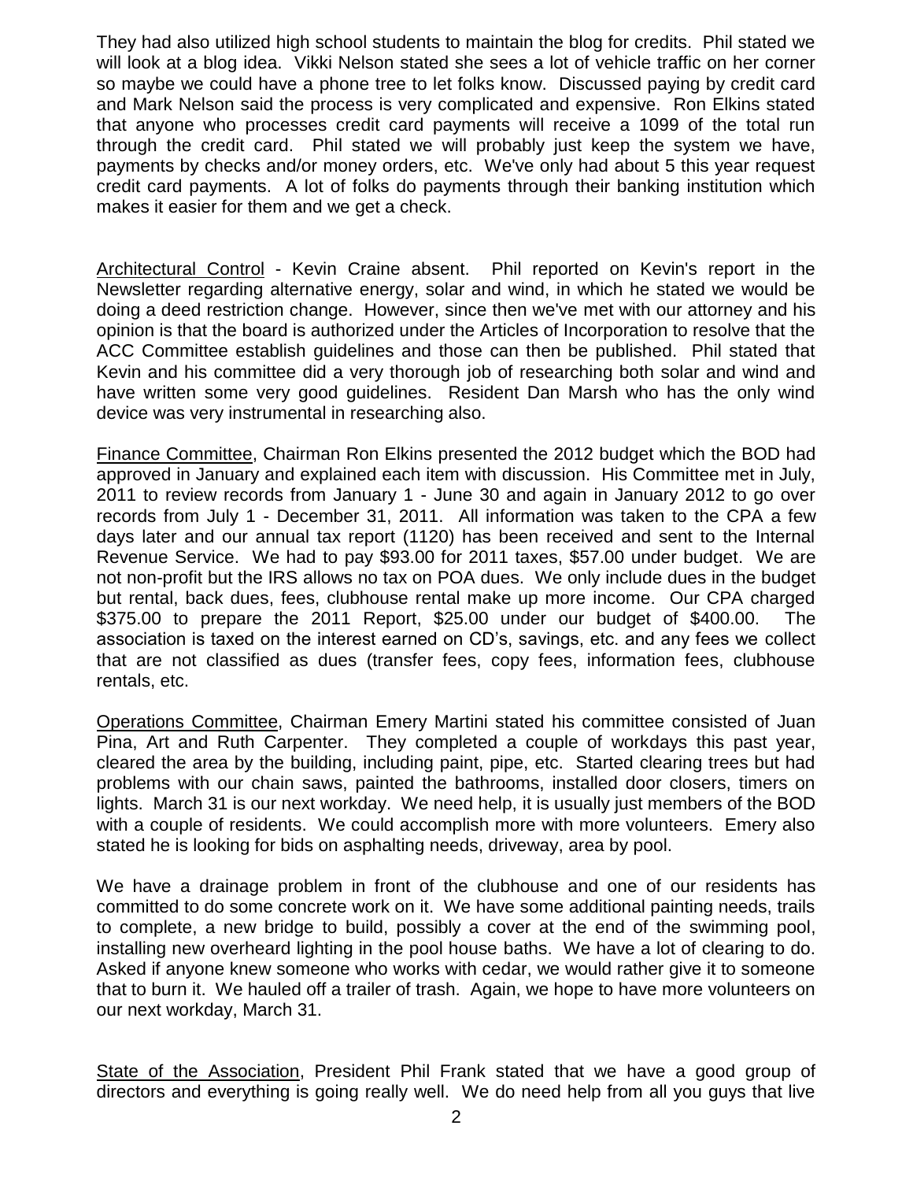They had also utilized high school students to maintain the blog for credits. Phil stated we will look at a blog idea. Vikki Nelson stated she sees a lot of vehicle traffic on her corner so maybe we could have a phone tree to let folks know. Discussed paying by credit card and Mark Nelson said the process is very complicated and expensive. Ron Elkins stated that anyone who processes credit card payments will receive a 1099 of the total run through the credit card. Phil stated we will probably just keep the system we have, payments by checks and/or money orders, etc. We've only had about 5 this year request credit card payments. A lot of folks do payments through their banking institution which makes it easier for them and we get a check.

Architectural Control - Kevin Craine absent. Phil reported on Kevin's report in the Newsletter regarding alternative energy, solar and wind, in which he stated we would be doing a deed restriction change. However, since then we've met with our attorney and his opinion is that the board is authorized under the Articles of Incorporation to resolve that the ACC Committee establish guidelines and those can then be published. Phil stated that Kevin and his committee did a very thorough job of researching both solar and wind and have written some very good guidelines. Resident Dan Marsh who has the only wind device was very instrumental in researching also.

Finance Committee, Chairman Ron Elkins presented the 2012 budget which the BOD had approved in January and explained each item with discussion. His Committee met in July, 2011 to review records from January 1 - June 30 and again in January 2012 to go over records from July 1 - December 31, 2011. All information was taken to the CPA a few days later and our annual tax report (1120) has been received and sent to the Internal Revenue Service. We had to pay $93.00 for 2011 taxes, $57.00 under budget. We are not non-profit but the IRS allows no tax on POA dues. We only include dues in the budget but rental, back dues, fees, clubhouse rental make up more income. Our CPA charged $375.00 to prepare the 2011 Report, $25.00 under our budget of $400.00. The association is taxed on the interest earned on CD's, savings, etc. and any fees we collect that are not classified as dues (transfer fees, copy fees, information fees, clubhouse rentals, etc.

Operations Committee, Chairman Emery Martini stated his committee consisted of Juan Pina, Art and Ruth Carpenter. They completed a couple of workdays this past year, cleared the area by the building, including paint, pipe, etc. Started clearing trees but had problems with our chain saws, painted the bathrooms, installed door closers, timers on lights. March 31 is our next workday. We need help, it is usually just members of the BOD with a couple of residents. We could accomplish more with more volunteers. Emery also stated he is looking for bids on asphalting needs, driveway, area by pool.

We have a drainage problem in front of the clubhouse and one of our residents has committed to do some concrete work on it. We have some additional painting needs, trails to complete, a new bridge to build, possibly a cover at the end of the swimming pool, installing new overheard lighting in the pool house baths. We have a lot of clearing to do. Asked if anyone knew someone who works with cedar, we would rather give it to someone that to burn it. We hauled off a trailer of trash. Again, we hope to have more volunteers on our next workday, March 31.

State of the Association, President Phil Frank stated that we have a good group of directors and everything is going really well. We do need help from all you guys that live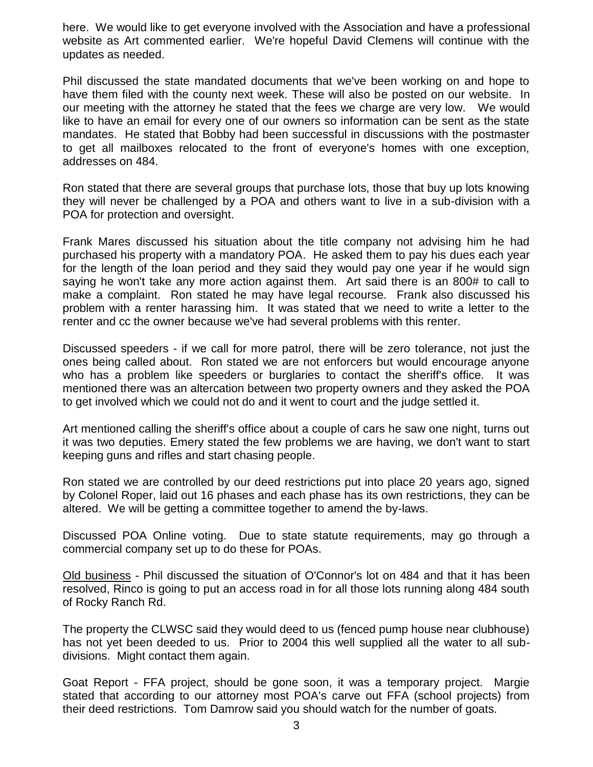here. We would like to get everyone involved with the Association and have a professional website as Art commented earlier. We're hopeful David Clemens will continue with the updates as needed.

Phil discussed the state mandated documents that we've been working on and hope to have them filed with the county next week. These will also be posted on our website. In our meeting with the attorney he stated that the fees we charge are very low. We would like to have an email for every one of our owners so information can be sent as the state mandates. He stated that Bobby had been successful in discussions with the postmaster to get all mailboxes relocated to the front of everyone's homes with one exception, addresses on 484.

Ron stated that there are several groups that purchase lots, those that buy up lots knowing they will never be challenged by a POA and others want to live in a sub-division with a POA for protection and oversight.

Frank Mares discussed his situation about the title company not advising him he had purchased his property with a mandatory POA. He asked them to pay his dues each year for the length of the loan period and they said they would pay one year if he would sign saying he won't take any more action against them. Art said there is an 800# to call to make a complaint. Ron stated he may have legal recourse. Frank also discussed his problem with a renter harassing him. It was stated that we need to write a letter to the renter and cc the owner because we've had several problems with this renter.

Discussed speeders - if we call for more patrol, there will be zero tolerance, not just the ones being called about. Ron stated we are not enforcers but would encourage anyone who has a problem like speeders or burglaries to contact the sheriff's office. It was mentioned there was an altercation between two property owners and they asked the POA to get involved which we could not do and it went to court and the judge settled it.

Art mentioned calling the sheriff's office about a couple of cars he saw one night, turns out it was two deputies. Emery stated the few problems we are having, we don't want to start keeping guns and rifles and start chasing people.

Ron stated we are controlled by our deed restrictions put into place 20 years ago, signed by Colonel Roper, laid out 16 phases and each phase has its own restrictions, they can be altered. We will be getting a committee together to amend the by-laws.

Discussed POA Online voting. Due to state statute requirements, may go through a commercial company set up to do these for POAs.

<u>Old business</u> - Phil discussed the situation of O'Connor's lot on 484 and that it has been resolved, Rinco is going to put an access road in for all those lots running along 484 south of Rocky Ranch Rd.

The property the CLWSC said they would deed to us (fenced pump house near clubhouse) has not yet been deeded to us. Prior to 2004 this well supplied all the water to all sub-divisions. Might contact them again.

Goat Report - FFA project, should be gone soon, it was a temporary project. Margie stated that according to our attorney most POA's carve out FFA (school projects) from their deed restrictions. Tom Damrow said you should watch for the number of goats.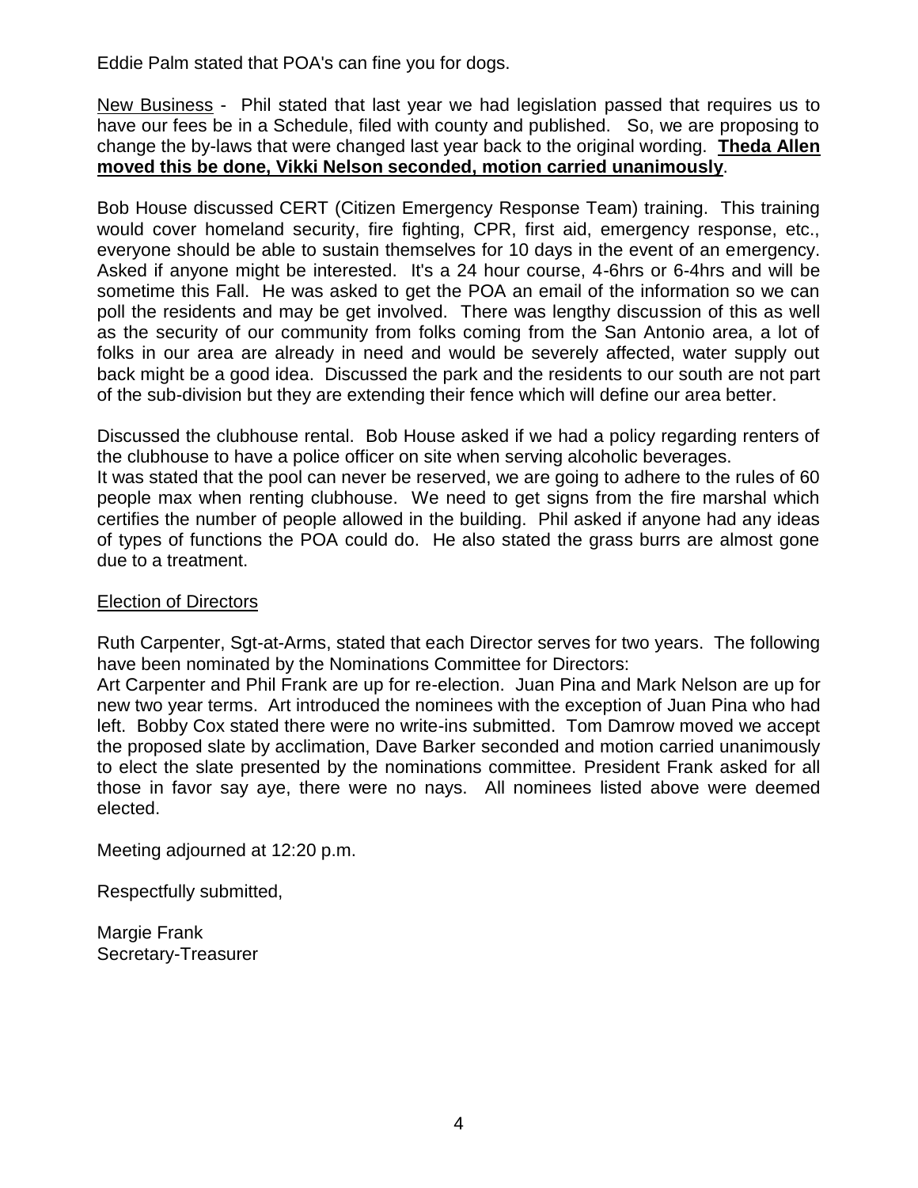Eddie Palm stated that POA's can fine you for dogs.

<u>New Business</u> - Phil stated that last year we had legislation passed that requires us to have our fees be in a Schedule, filed with county and published. So, we are proposing to change the by-laws that were changed last year back to the original wording. **<u>Theda Allen moved this be done, Vikki Nelson seconded, motion carried unanimously</u>**.

Bob House discussed CERT (Citizen Emergency Response Team) training. This training would cover homeland security, fire fighting, CPR, first aid, emergency response, etc., everyone should be able to sustain themselves for 10 days in the event of an emergency. Asked if anyone might be interested. It's a 24 hour course, 4-6hrs or 6-4hrs and will be sometime this Fall. He was asked to get the POA an email of the information so we can poll the residents and may be get involved. There was lengthy discussion of this as well as the security of our community from folks coming from the San Antonio area, a lot of folks in our area are already in need and would be severely affected, water supply out back might be a good idea. Discussed the park and the residents to our south are not part of the sub-division but they are extending their fence which will define our area better.

Discussed the clubhouse rental. Bob House asked if we had a policy regarding renters of the clubhouse to have a police officer on site when serving alcoholic beverages.
It was stated that the pool can never be reserved, we are going to adhere to the rules of 60 people max when renting clubhouse. We need to get signs from the fire marshal which certifies the number of people allowed in the building. Phil asked if anyone had any ideas of types of functions the POA could do. He also stated the grass burrs are almost gone due to a treatment.

<u>Election of Directors</u>

Ruth Carpenter, Sgt-at-Arms, stated that each Director serves for two years. The following have been nominated by the Nominations Committee for Directors:
Art Carpenter and Phil Frank are up for re-election. Juan Pina and Mark Nelson are up for new two year terms. Art introduced the nominees with the exception of Juan Pina who had left. Bobby Cox stated there were no write-ins submitted. Tom Damrow moved we accept the proposed slate by acclimation, Dave Barker seconded and motion carried unanimously to elect the slate presented by the nominations committee. President Frank asked for all those in favor say aye, there were no nays. All nominees listed above were deemed elected.

Meeting adjourned at 12:20 p.m.

Respectfully submitted,

Margie Frank
Secretary-Treasurer